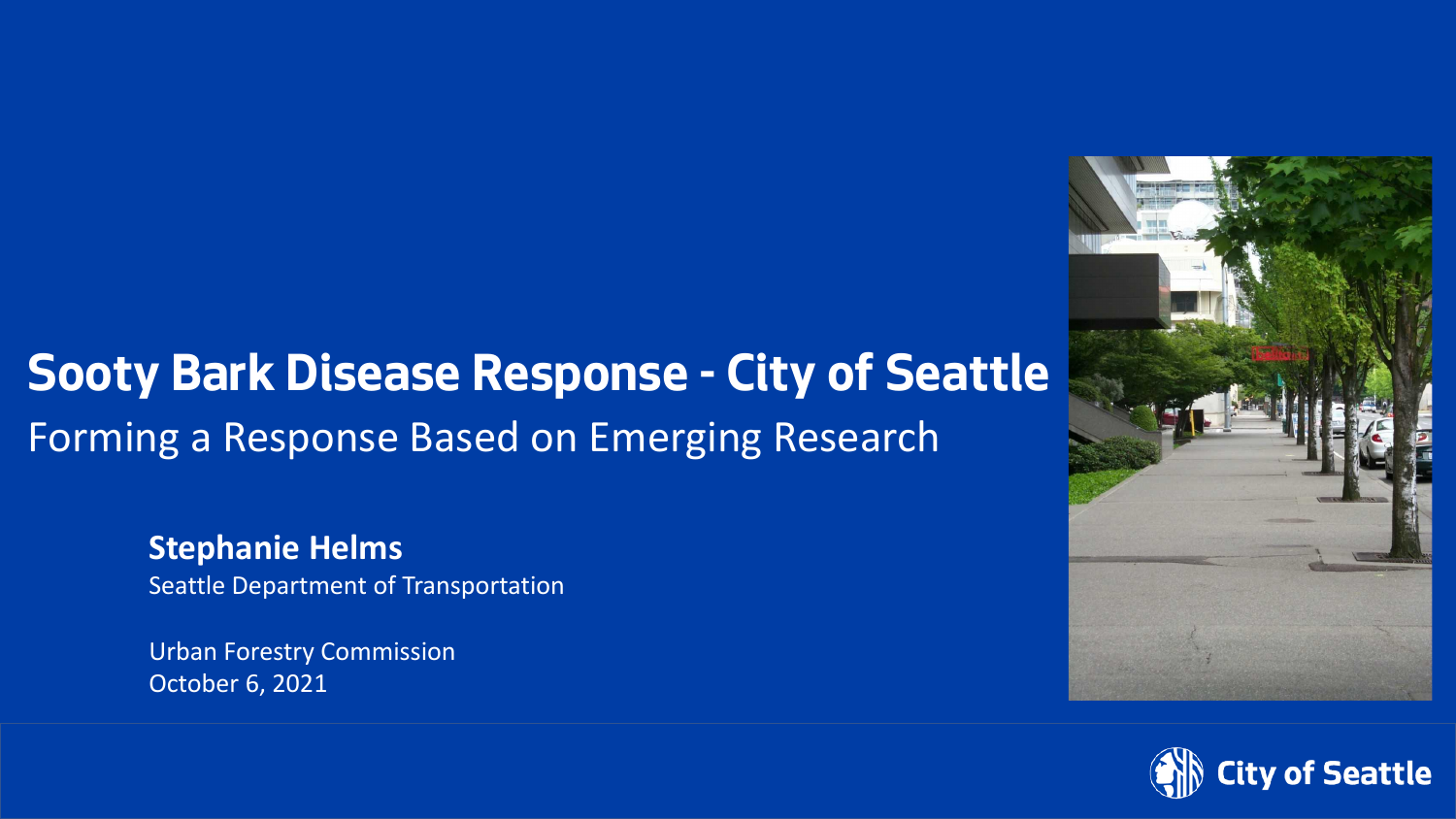# Sooty Bark Disease Response - City of Seattle

## Forming a Response Based on Emerging Research

**Stephanie Helms**

Seattle Department of Transportation

Urban Forestry Commission

October 6, 2021

City of Seattle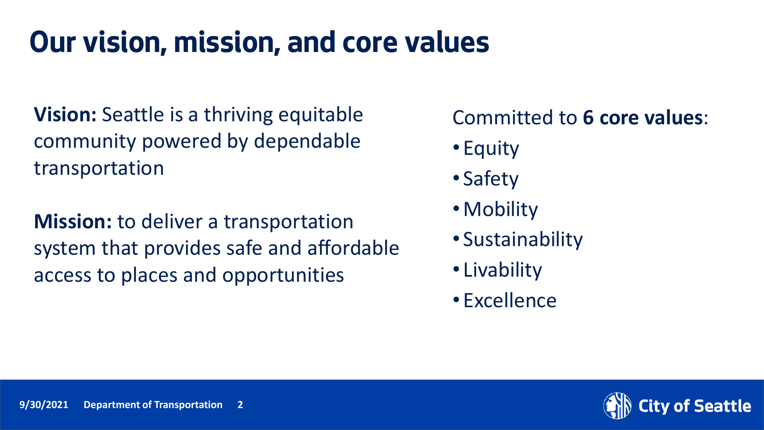# Our vision, mission, and core values

**Vision:** Seattle is a thriving equitable community powered by dependable transportation

**Mission:** to deliver a transportation system that provides safe and affordable access to places and opportunities

Committed to **6 core values**:

- Equity
- Safety
- Mobility
- Sustainability
- Livability
- Excellence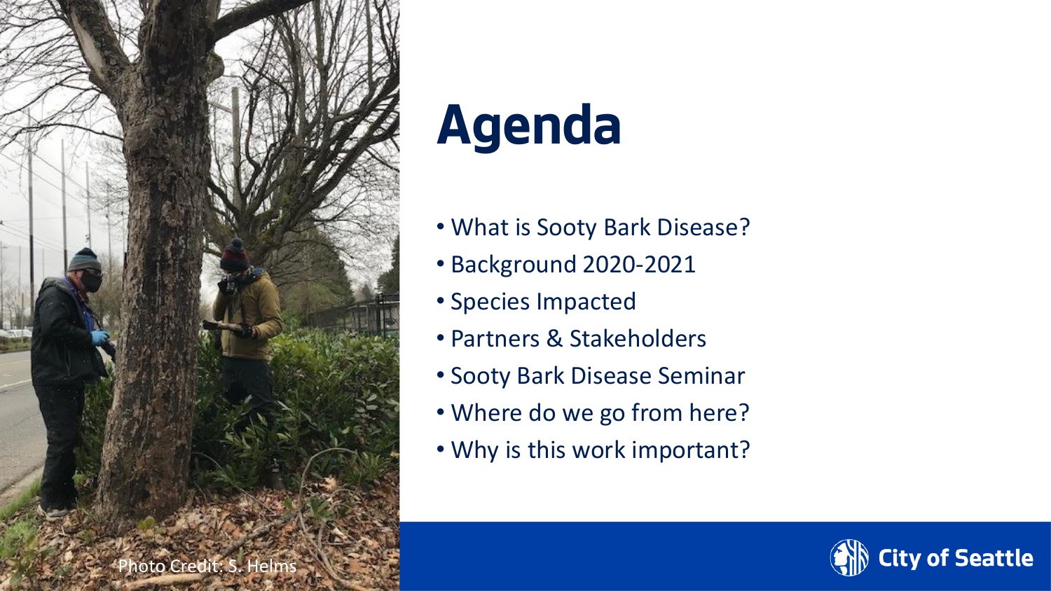# Agenda

- What is Sooty Bark Disease?
- Background 2020-2021
- Species Impacted
- Partners & Stakeholders
- Sooty Bark Disease Seminar
- Where do we go from here?
- Why is this work important?

Photo Credit: S. Helms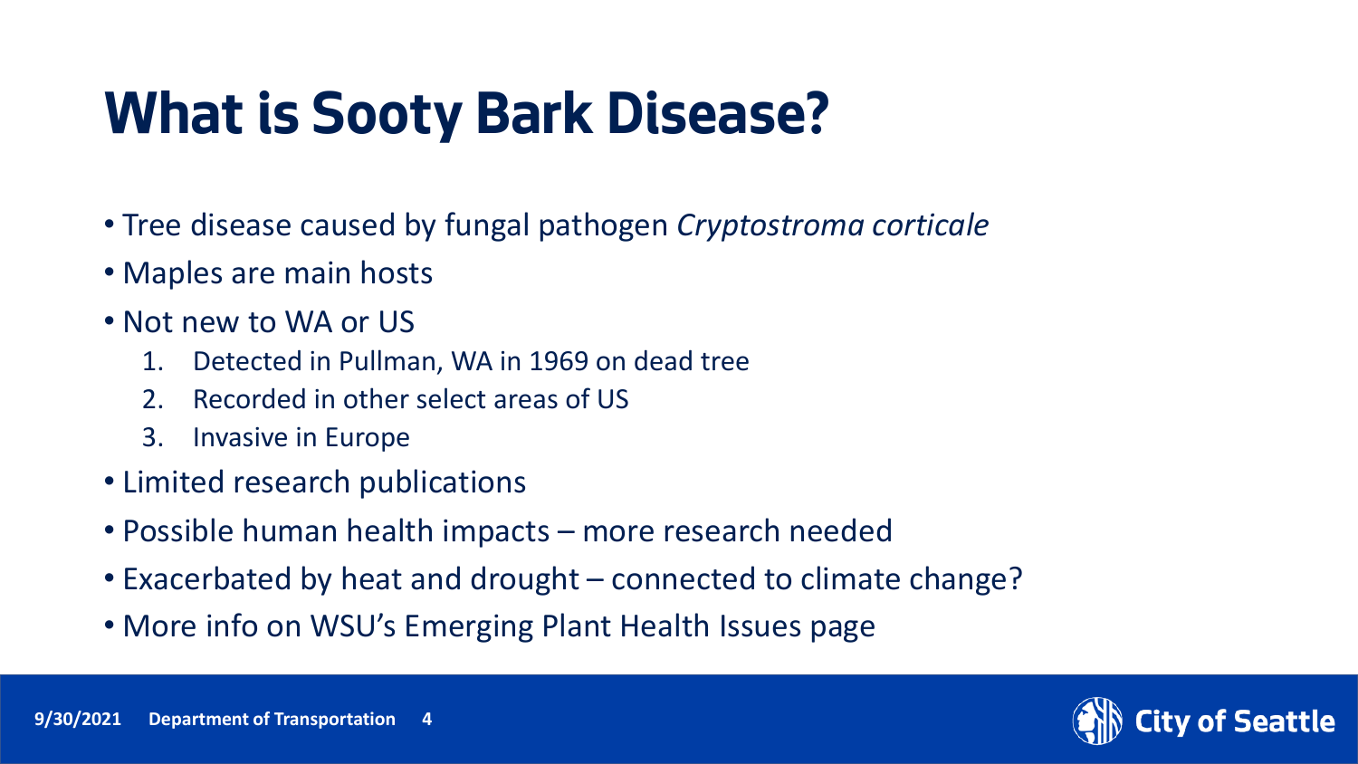# What is Sooty Bark Disease?

- Tree disease caused by fungal pathogen *Cryptostroma corticale*
- Maples are main hosts
- Not new to WA or US
  1. Detected in Pullman, WA in 1969 on dead tree
  2. Recorded in other select areas of US
  3. Invasive in Europe
- Limited research publications
- Possible human health impacts – more research needed
- Exacerbated by heat and drought – connected to climate change?
- More info on WSU's Emerging Plant Health Issues page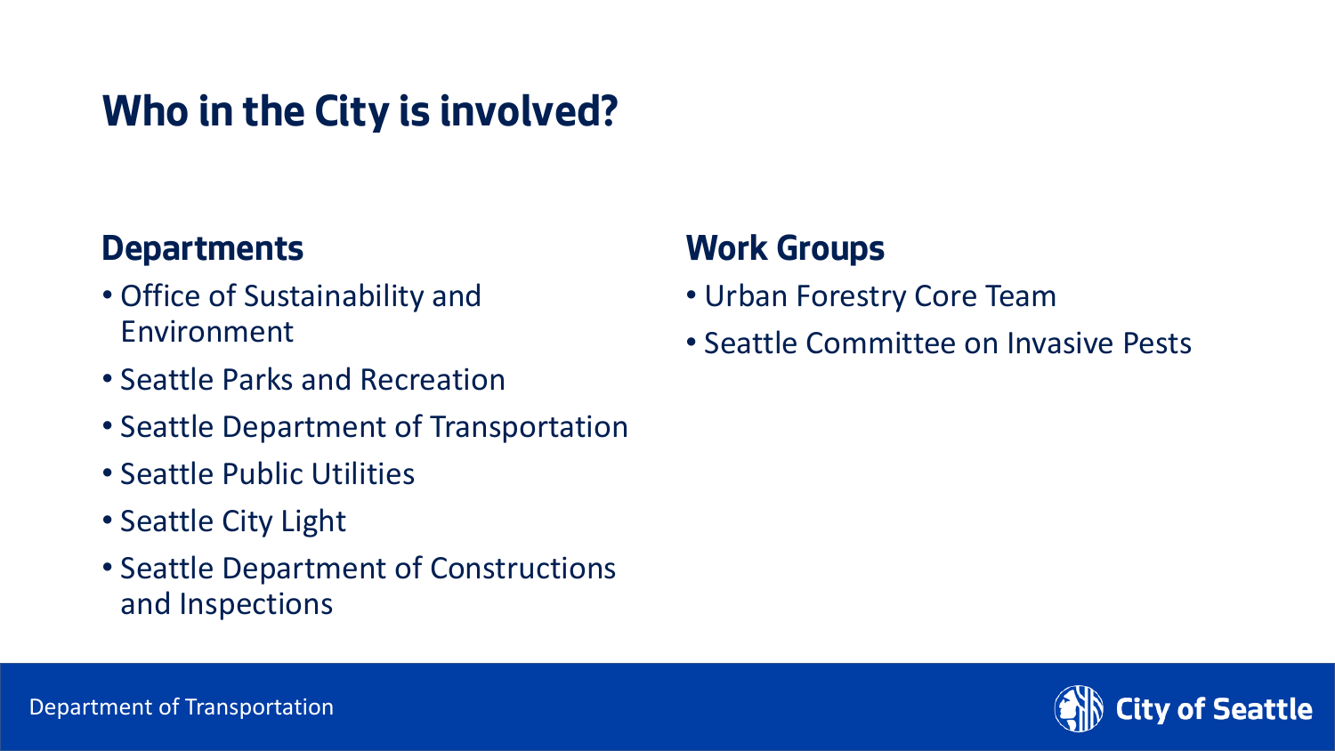# Who in the City is involved?

## Departments

- Office of Sustainability and Environment
- Seattle Parks and Recreation
- Seattle Department of Transportation
- Seattle Public Utilities
- Seattle City Light
- Seattle Department of Constructions and Inspections

## Work Groups

- Urban Forestry Core Team
- Seattle Committee on Invasive Pests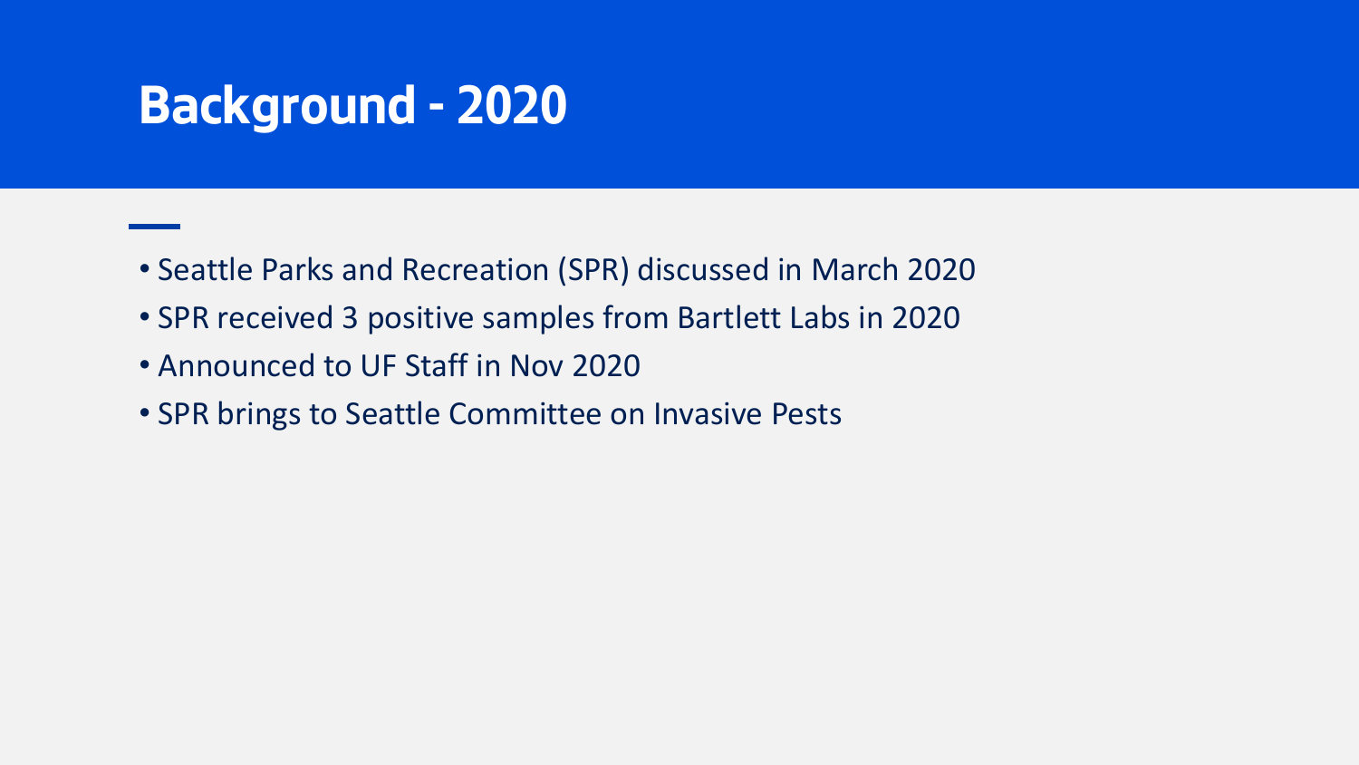# Background - 2020

- Seattle Parks and Recreation (SPR) discussed in March 2020
- SPR received 3 positive samples from Bartlett Labs in 2020
- Announced to UF Staff in Nov 2020
- SPR brings to Seattle Committee on Invasive Pests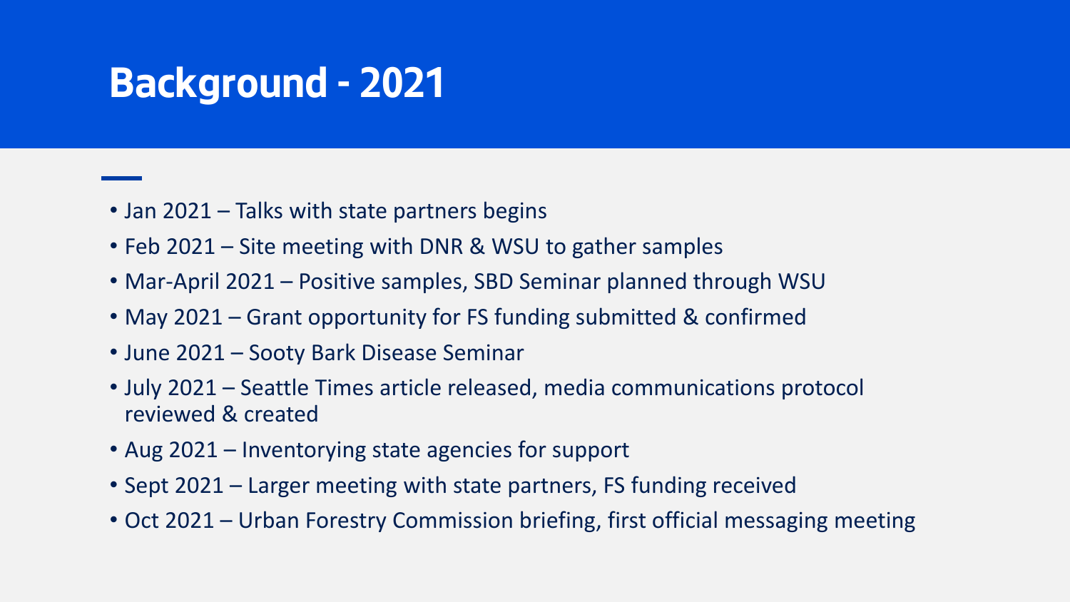# Background - 2021

- Jan 2021 – Talks with state partners begins
- Feb 2021 – Site meeting with DNR & WSU to gather samples
- Mar-April 2021 – Positive samples, SBD Seminar planned through WSU
- May 2021 – Grant opportunity for FS funding submitted & confirmed
- June 2021 – Sooty Bark Disease Seminar
- July 2021 – Seattle Times article released, media communications protocol reviewed & created
- Aug 2021 – Inventorying state agencies for support
- Sept 2021 – Larger meeting with state partners, FS funding received
- Oct 2021 – Urban Forestry Commission briefing, first official messaging meeting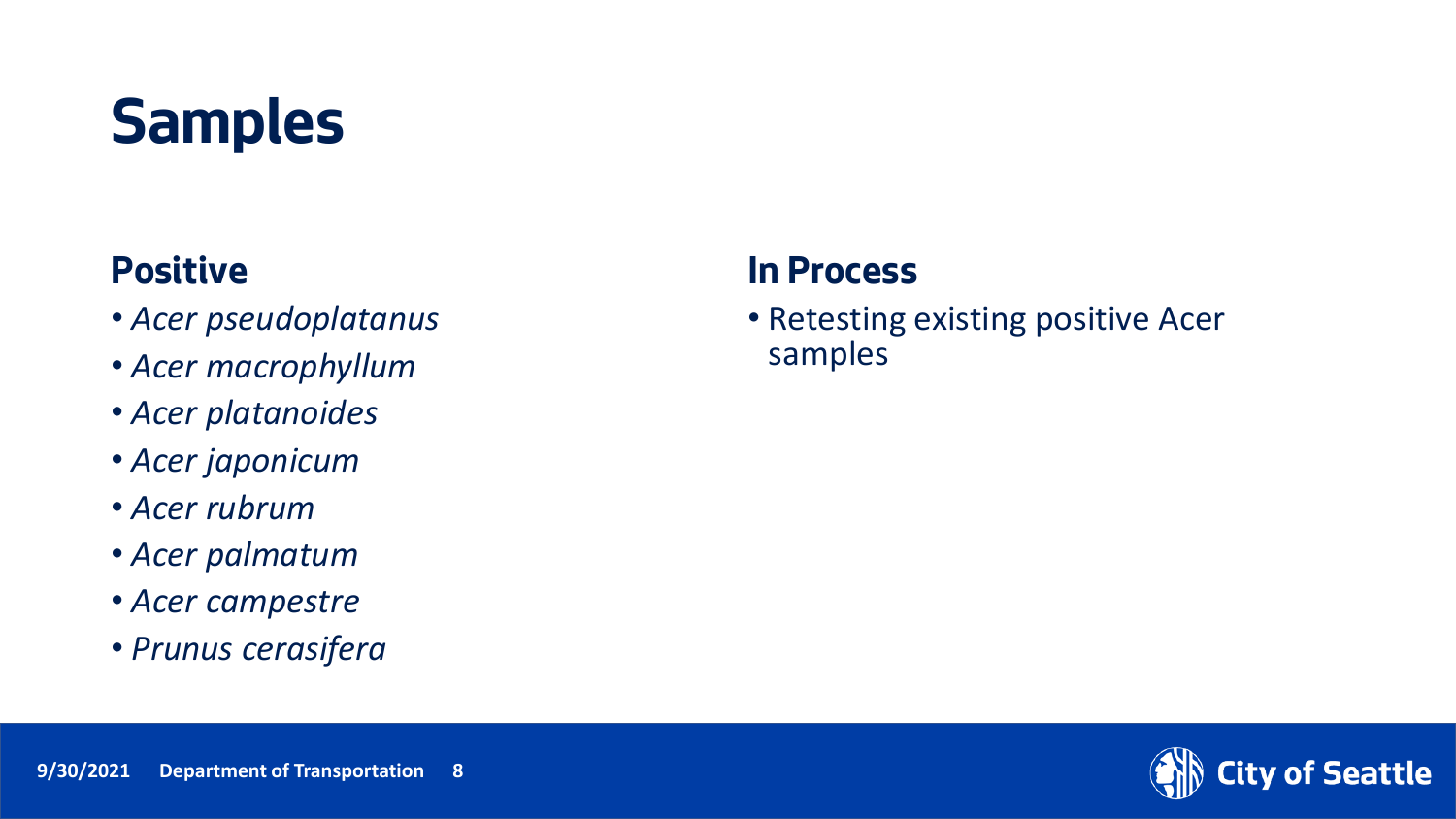# Samples

## Positive

- *Acer pseudoplatanus*
- *Acer macrophyllum*
- *Acer platanoides*
- *Acer japonicum*
- *Acer rubrum*
- *Acer palmatum*
- *Acer campestre*
- *Prunus cerasifera*

## In Process

- Retesting existing positive Acer samples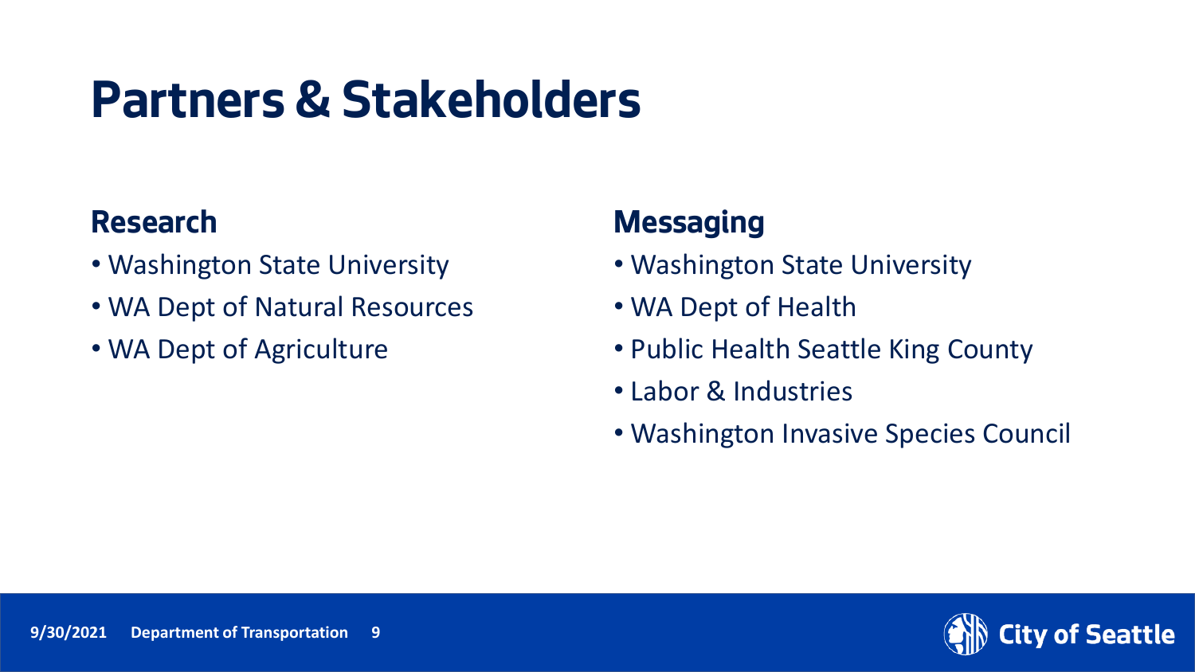# Partners & Stakeholders

## Research

- Washington State University
- WA Dept of Natural Resources
- WA Dept of Agriculture

## Messaging

- Washington State University
- WA Dept of Health
- Public Health Seattle King County
- Labor & Industries
- Washington Invasive Species Council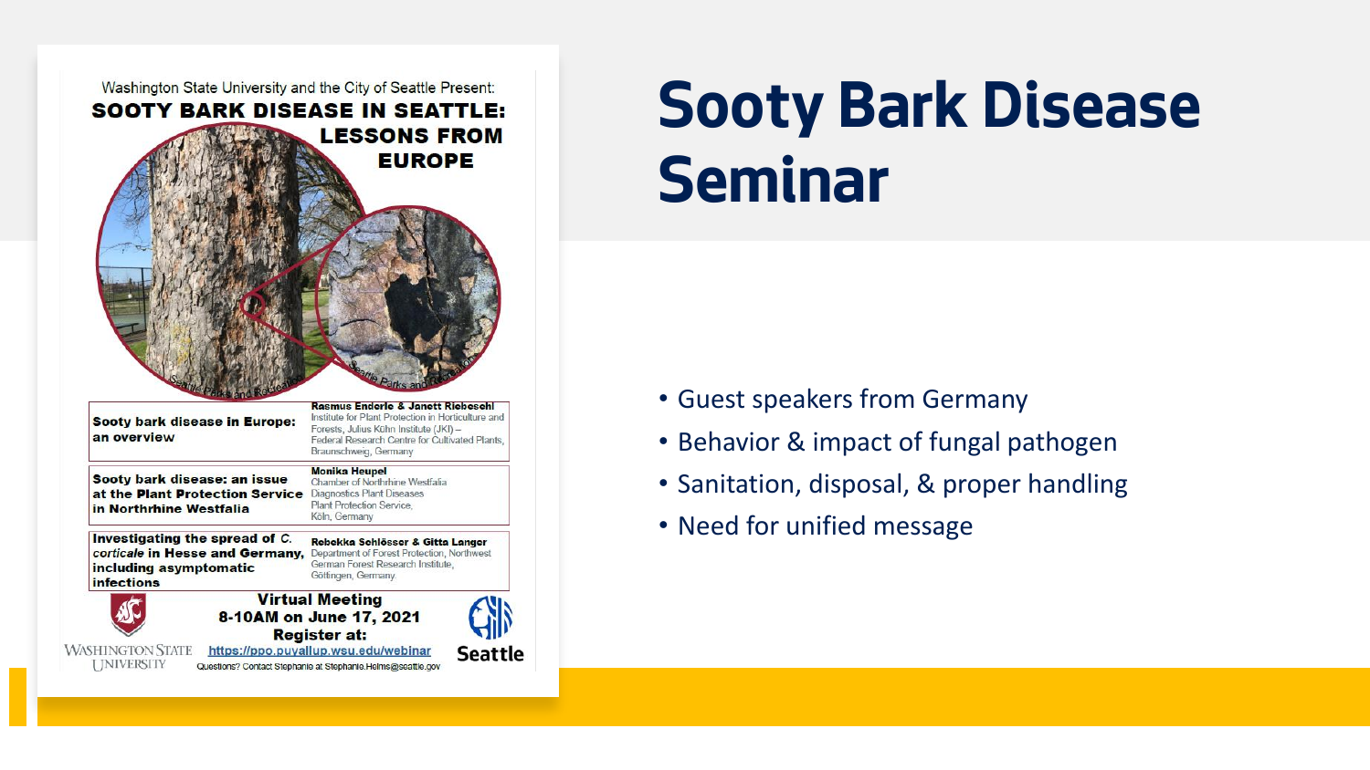Washington State University and the City of Seattle Present:

**SOOTY BARK DISEASE IN SEATTLE: LESSONS FROM EUROPE**

Seattle Parks and Recreation

Seattle Parks and Recreation

| Talk | Speakers |
|---|---|
| **Sooty bark disease in Europe: an overview** | **Rasmus Enderle & Janett Riebesehl** Institute for Plant Protection in Horticulture and Forests, Julius Kühn Institute (JKI) – Federal Research Centre for Cultivated Plants, Braunschweig, Germany |
| **Sooty bark disease: an issue at the Plant Protection Service in Northrhine Westfalia** | **Monika Heupel** Chamber of Northrhine Westfalia Diagnostics Plant Diseases Plant Protection Service, Köln, Germany |
| **Investigating the spread of *C. corticale* in Hesse and Germany, including asymptomatic infections** | **Rebekka Schlösser & Gitta Langer** Department of Forest Protection, Northwest German Forest Research Institute, Göttingen, Germany |

**Virtual Meeting**
**8-10AM on June 17, 2021**
**Register at:**
https://ppo.puyallup.wsu.edu/webinar

Questions? Contact Stephanie at Stephanie.Helms@seattle.gov

Washington State University

Seattle

# Sooty Bark Disease Seminar

- Guest speakers from Germany
- Behavior & impact of fungal pathogen
- Sanitation, disposal, & proper handling
- Need for unified message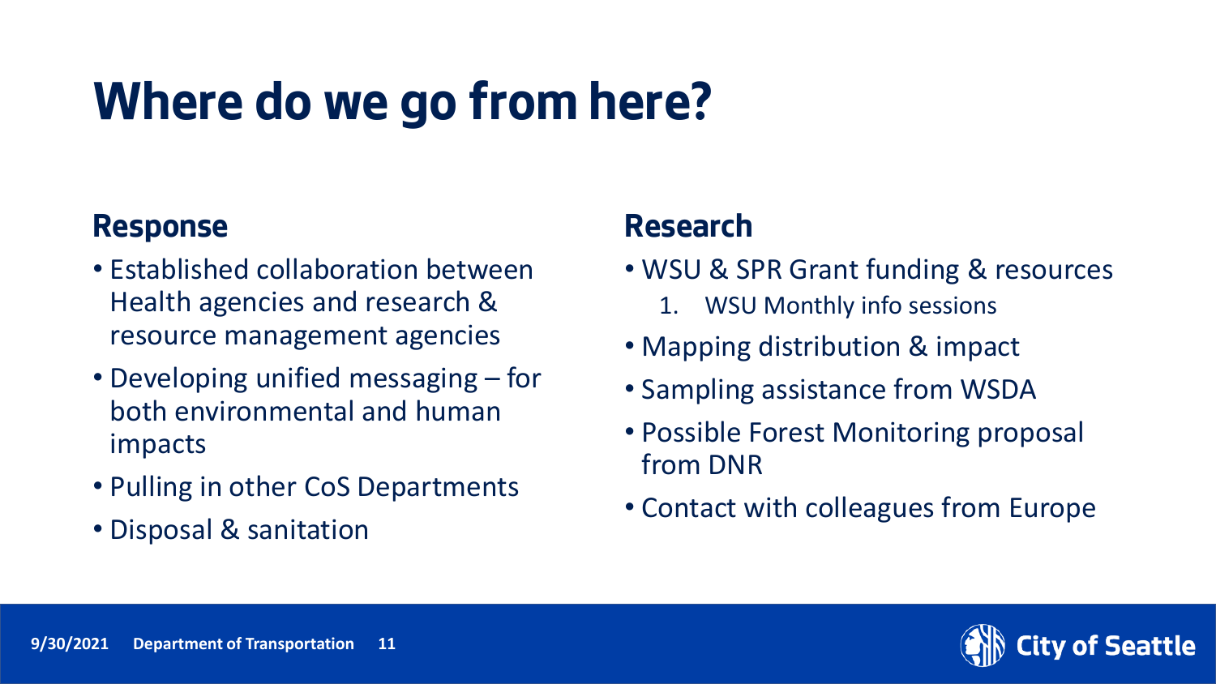# Where do we go from here?

## Response

- Established collaboration between Health agencies and research & resource management agencies
- Developing unified messaging – for both environmental and human impacts
- Pulling in other CoS Departments
- Disposal & sanitation

## Research

- WSU & SPR Grant funding & resources
    1. WSU Monthly info sessions
- Mapping distribution & impact
- Sampling assistance from WSDA
- Possible Forest Monitoring proposal from DNR
- Contact with colleagues from Europe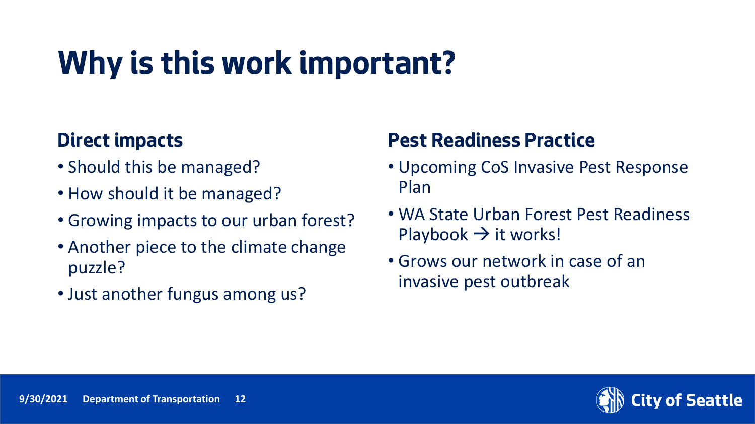# Why is this work important?

## Direct impacts

- Should this be managed?
- How should it be managed?
- Growing impacts to our urban forest?
- Another piece to the climate change puzzle?
- Just another fungus among us?

## Pest Readiness Practice

- Upcoming CoS Invasive Pest Response Plan
- WA State Urban Forest Pest Readiness Playbook → it works!
- Grows our network in case of an invasive pest outbreak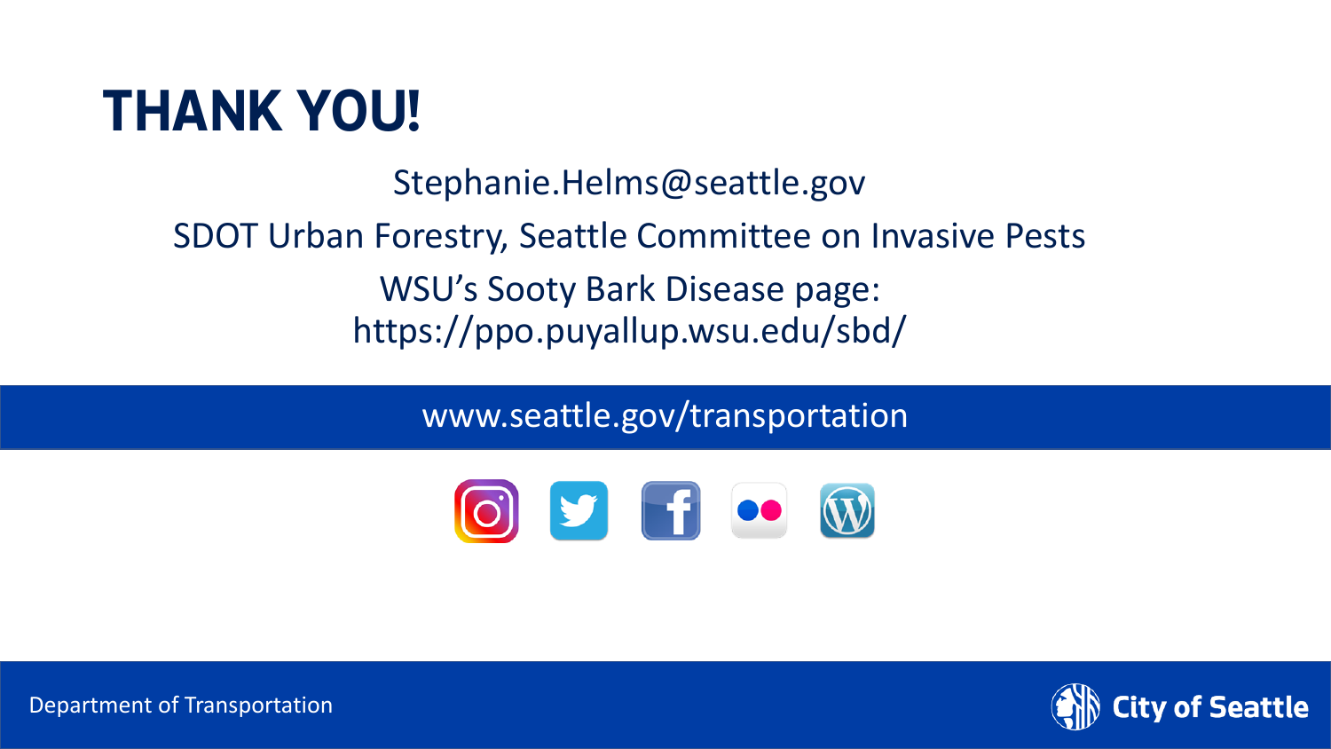# THANK YOU!

Stephanie.Helms@seattle.gov

SDOT Urban Forestry, Seattle Committee on Invasive Pests

WSU's Sooty Bark Disease page:
https://ppo.puyallup.wsu.edu/sbd/

www.seattle.gov/transportation

Department of Transportation

City of Seattle